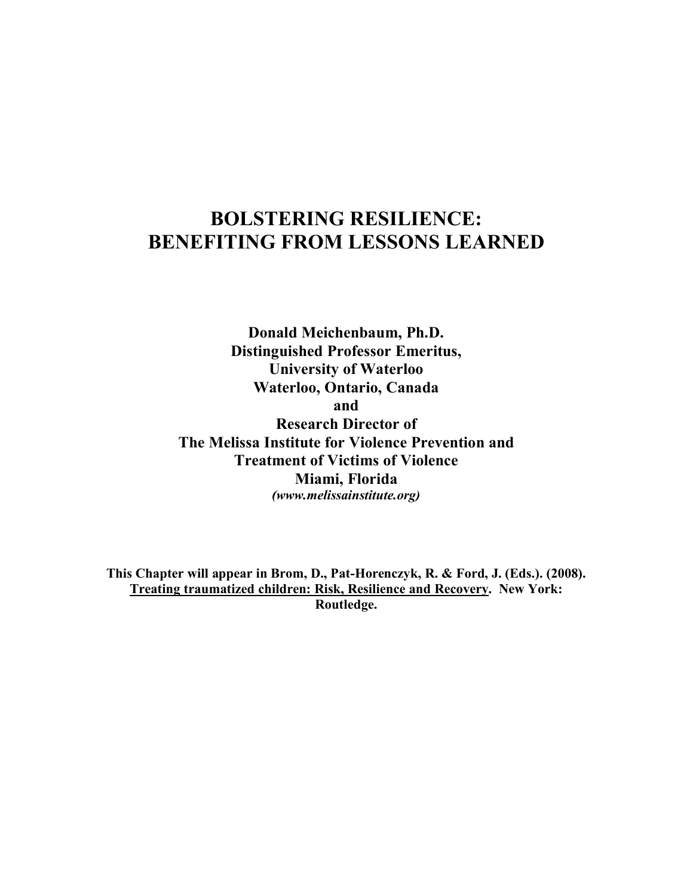# BOLSTERING RESILIENCE: BENEFITING FROM LESSONS LEARNED

**Donald Meichenbaum, Ph.D.**
**Distinguished Professor Emeritus,**
**University of Waterloo**
**Waterloo, Ontario, Canada**
**and**
**Research Director of**
**The Melissa Institute for Violence Prevention and Treatment of Victims of Violence**
**Miami, Florida**
***(www.melissainstitute.org)***

**This Chapter will appear in Brom, D., Pat-Horenczyk, R. & Ford, J. (Eds.). (2008). Treating traumatized children: Risk, Resilience and Recovery. New York: Routledge.**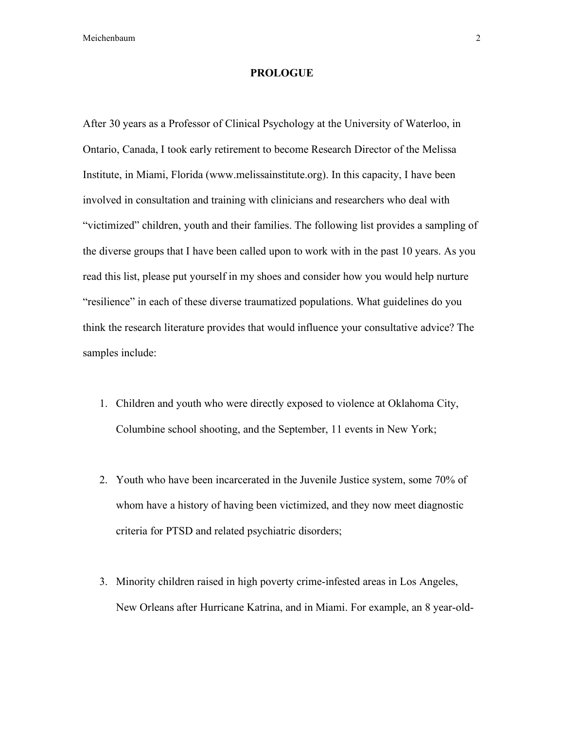# PROLOGUE

After 30 years as a Professor of Clinical Psychology at the University of Waterloo, in Ontario, Canada, I took early retirement to become Research Director of the Melissa Institute, in Miami, Florida (www.melissainstitute.org). In this capacity, I have been involved in consultation and training with clinicians and researchers who deal with "victimized" children, youth and their families. The following list provides a sampling of the diverse groups that I have been called upon to work with in the past 10 years. As you read this list, please put yourself in my shoes and consider how you would help nurture "resilience" in each of these diverse traumatized populations. What guidelines do you think the research literature provides that would influence your consultative advice? The samples include:

1. Children and youth who were directly exposed to violence at Oklahoma City, Columbine school shooting, and the September, 11 events in New York;

2. Youth who have been incarcerated in the Juvenile Justice system, some 70% of whom have a history of having been victimized, and they now meet diagnostic criteria for PTSD and related psychiatric disorders;

3. Minority children raised in high poverty crime-infested areas in Los Angeles, New Orleans after Hurricane Katrina, and in Miami. For example, an 8 year-old-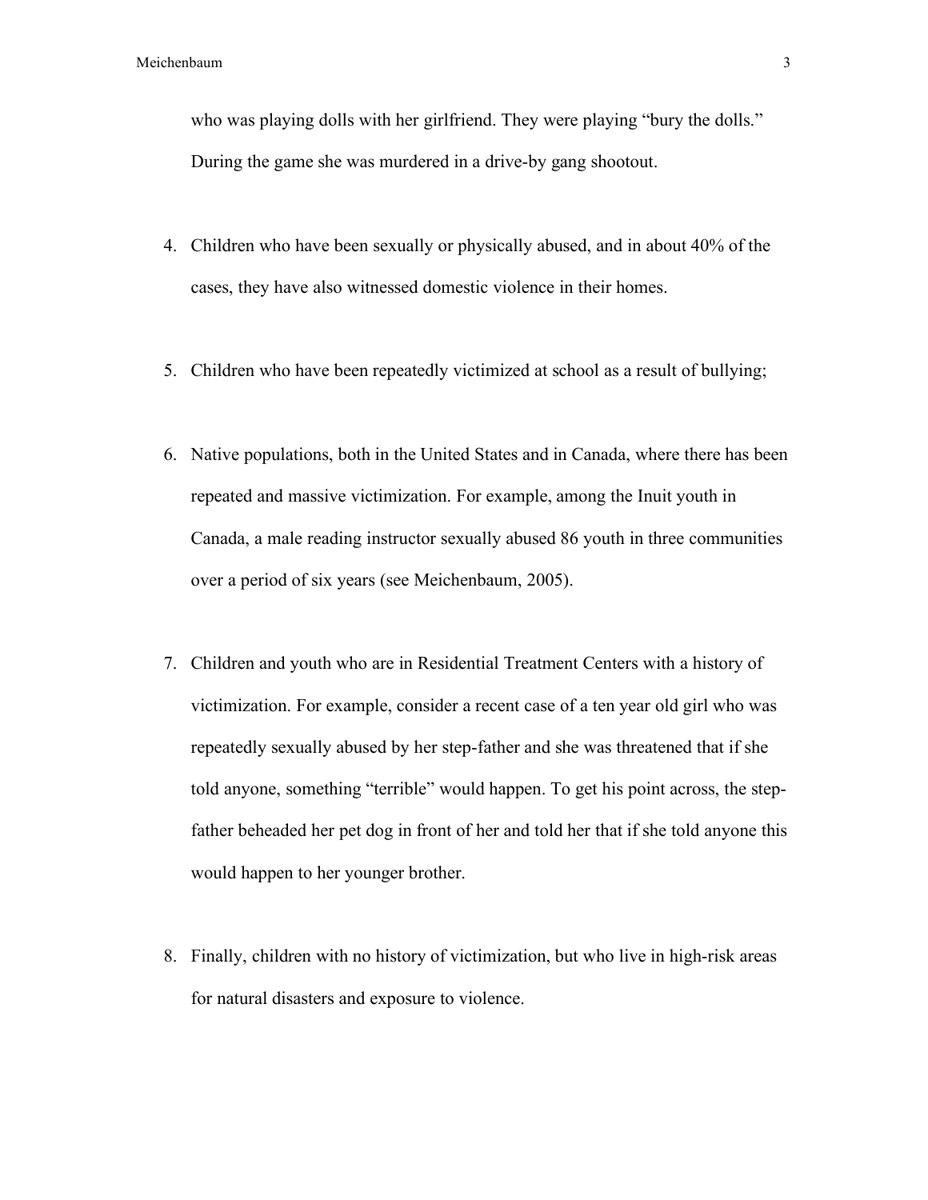who was playing dolls with her girlfriend. They were playing "bury the dolls." During the game she was murdered in a drive-by gang shootout.

4. Children who have been sexually or physically abused, and in about 40% of the cases, they have also witnessed domestic violence in their homes.

5. Children who have been repeatedly victimized at school as a result of bullying;

6. Native populations, both in the United States and in Canada, where there has been repeated and massive victimization. For example, among the Inuit youth in Canada, a male reading instructor sexually abused 86 youth in three communities over a period of six years (see Meichenbaum, 2005).

7. Children and youth who are in Residential Treatment Centers with a history of victimization. For example, consider a recent case of a ten year old girl who was repeatedly sexually abused by her step-father and she was threatened that if she told anyone, something "terrible" would happen. To get his point across, the step-father beheaded her pet dog in front of her and told her that if she told anyone this would happen to her younger brother.

8. Finally, children with no history of victimization, but who live in high-risk areas for natural disasters and exposure to violence.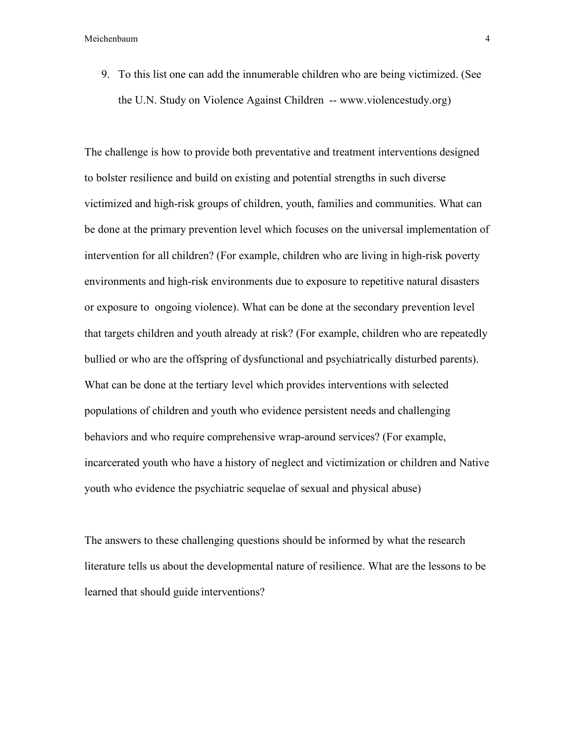9. To this list one can add the innumerable children who are being victimized. (See the U.N. Study on Violence Against Children -- www.violencestudy.org)

The challenge is how to provide both preventative and treatment interventions designed to bolster resilience and build on existing and potential strengths in such diverse victimized and high-risk groups of children, youth, families and communities. What can be done at the primary prevention level which focuses on the universal implementation of intervention for all children? (For example, children who are living in high-risk poverty environments and high-risk environments due to exposure to repetitive natural disasters or exposure to ongoing violence). What can be done at the secondary prevention level that targets children and youth already at risk? (For example, children who are repeatedly bullied or who are the offspring of dysfunctional and psychiatrically disturbed parents). What can be done at the tertiary level which provides interventions with selected populations of children and youth who evidence persistent needs and challenging behaviors and who require comprehensive wrap-around services? (For example, incarcerated youth who have a history of neglect and victimization or children and Native youth who evidence the psychiatric sequelae of sexual and physical abuse)

The answers to these challenging questions should be informed by what the research literature tells us about the developmental nature of resilience. What are the lessons to be learned that should guide interventions?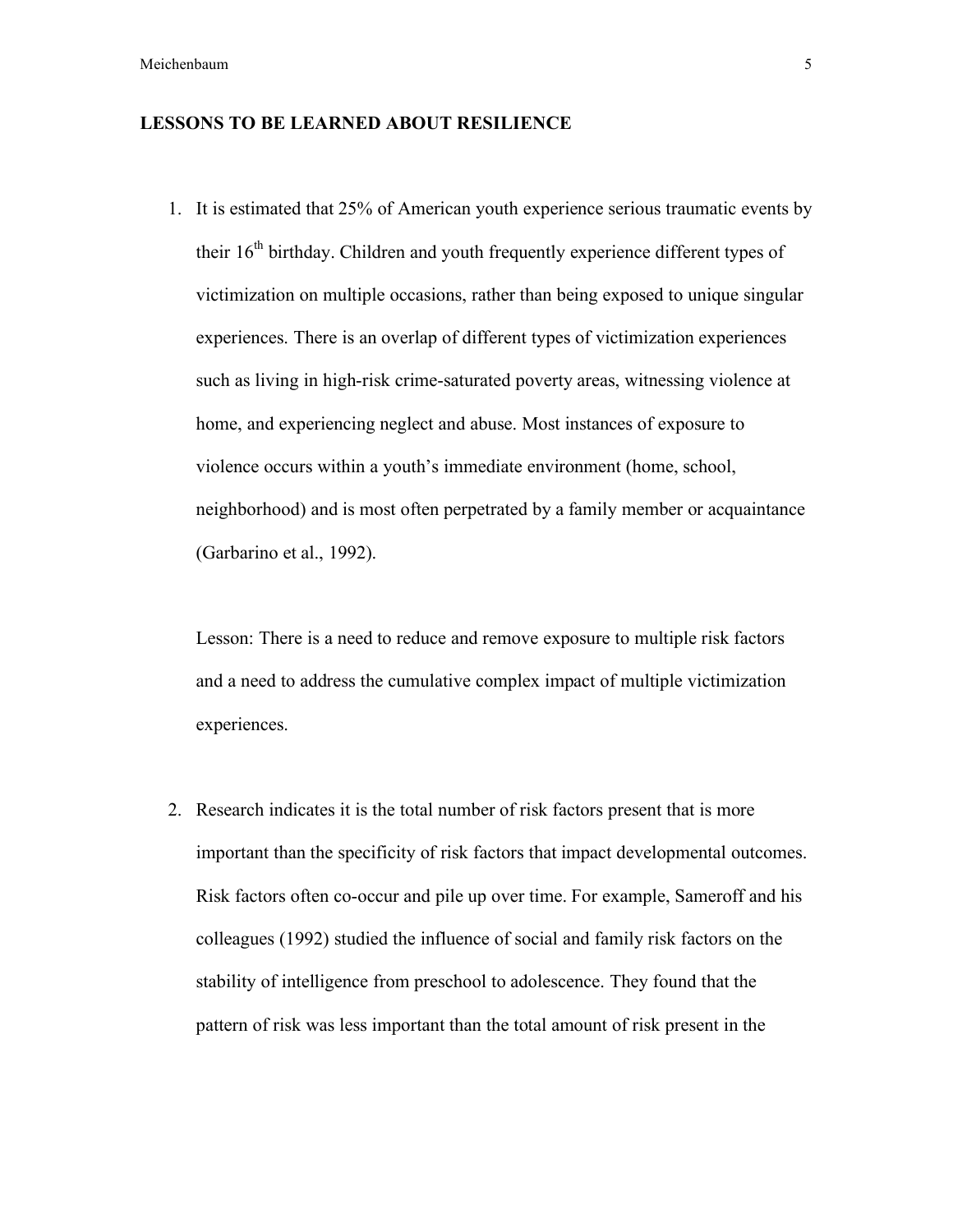**LESSONS TO BE LEARNED ABOUT RESILIENCE**

1. It is estimated that 25% of American youth experience serious traumatic events by their 16th birthday. Children and youth frequently experience different types of victimization on multiple occasions, rather than being exposed to unique singular experiences. There is an overlap of different types of victimization experiences such as living in high-risk crime-saturated poverty areas, witnessing violence at home, and experiencing neglect and abuse. Most instances of exposure to violence occurs within a youth's immediate environment (home, school, neighborhood) and is most often perpetrated by a family member or acquaintance (Garbarino et al., 1992).

   Lesson: There is a need to reduce and remove exposure to multiple risk factors and a need to address the cumulative complex impact of multiple victimization experiences.

2. Research indicates it is the total number of risk factors present that is more important than the specificity of risk factors that impact developmental outcomes. Risk factors often co-occur and pile up over time. For example, Sameroff and his colleagues (1992) studied the influence of social and family risk factors on the stability of intelligence from preschool to adolescence. They found that the pattern of risk was less important than the total amount of risk present in the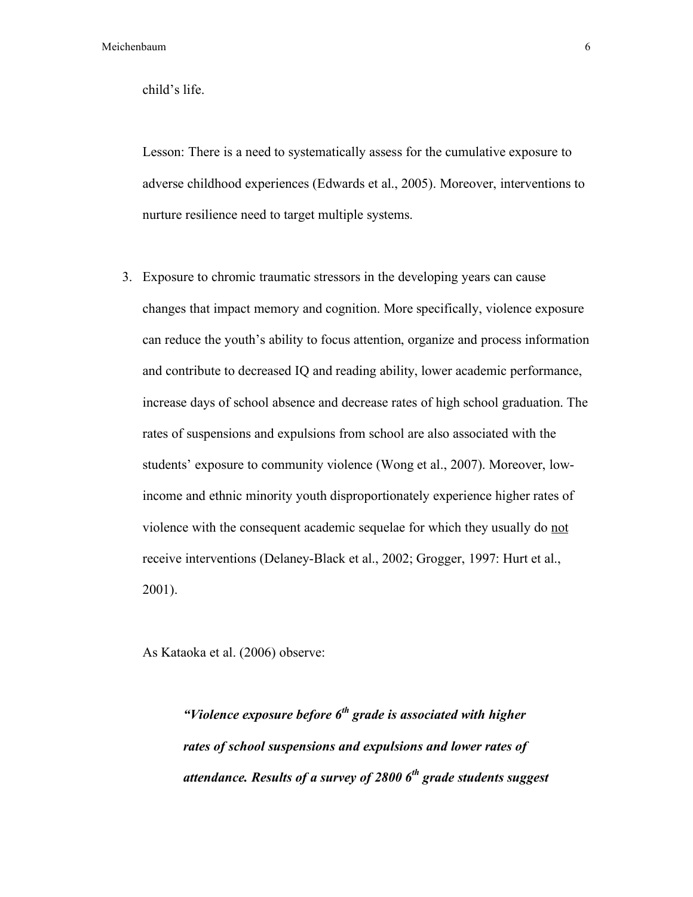child's life.

Lesson: There is a need to systematically assess for the cumulative exposure to adverse childhood experiences (Edwards et al., 2005). Moreover, interventions to nurture resilience need to target multiple systems.

3. Exposure to chromic traumatic stressors in the developing years can cause changes that impact memory and cognition. More specifically, violence exposure can reduce the youth's ability to focus attention, organize and process information and contribute to decreased IQ and reading ability, lower academic performance, increase days of school absence and decrease rates of high school graduation. The rates of suspensions and expulsions from school are also associated with the students' exposure to community violence (Wong et al., 2007). Moreover, low-income and ethnic minority youth disproportionately experience higher rates of violence with the consequent academic sequelae for which they usually do <u>not</u> receive interventions (Delaney-Black et al., 2002; Grogger, 1997: Hurt et al., 2001).

As Kataoka et al. (2006) observe:

> ***"Violence exposure before 6th grade is associated with higher rates of school suspensions and expulsions and lower rates of attendance. Results of a survey of 2800 6th grade students suggest***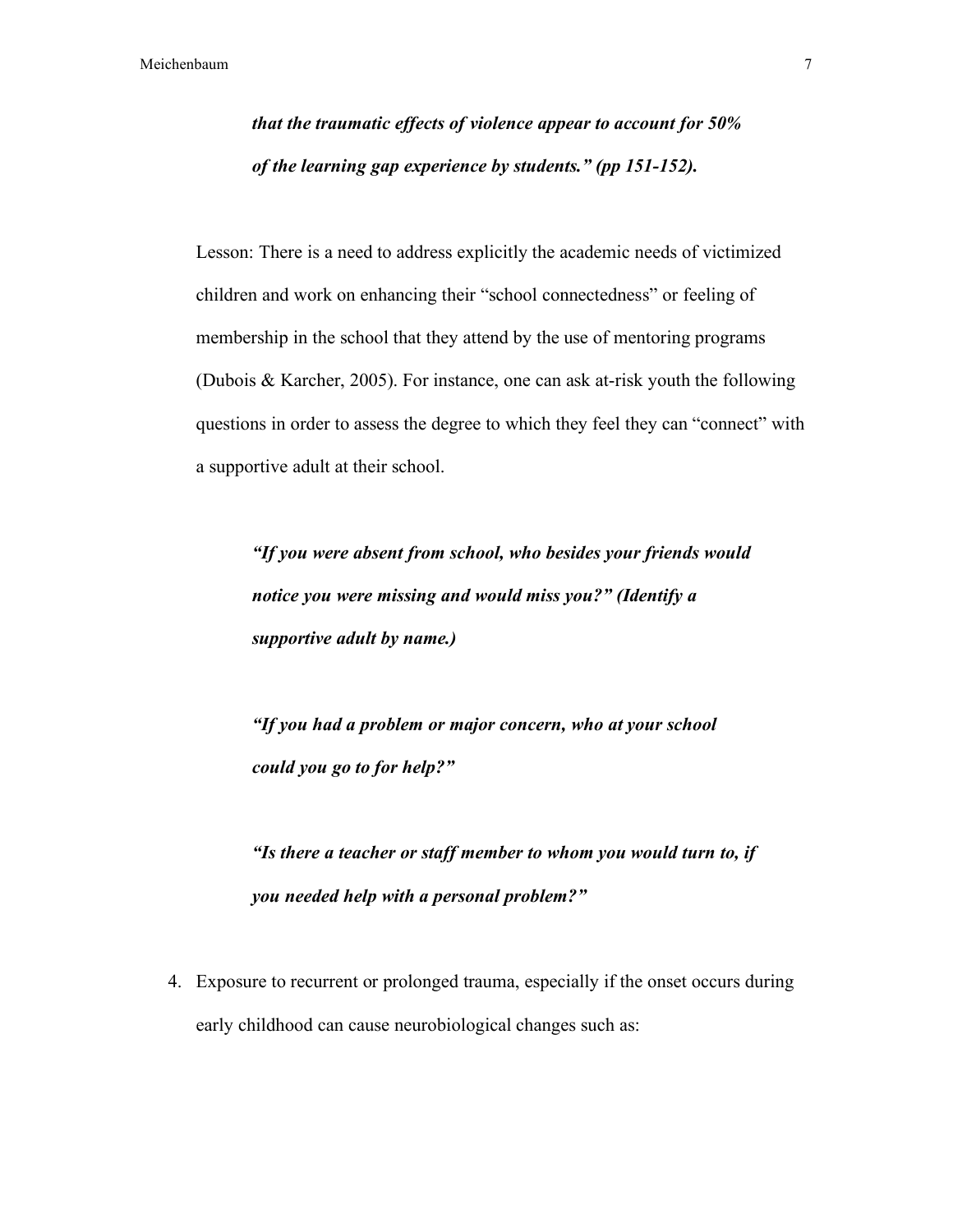***that the traumatic effects of violence appear to account for 50% of the learning gap experience by students." (pp 151-152).***

Lesson: There is a need to address explicitly the academic needs of victimized children and work on enhancing their "school connectedness" or feeling of membership in the school that they attend by the use of mentoring programs (Dubois & Karcher, 2005). For instance, one can ask at-risk youth the following questions in order to assess the degree to which they feel they can "connect" with a supportive adult at their school.

> ***"If you were absent from school, who besides your friends would notice you were missing and would miss you?" (Identify a supportive adult by name.)***
>
> ***"If you had a problem or major concern, who at your school could you go to for help?"***
>
> ***"Is there a teacher or staff member to whom you would turn to, if you needed help with a personal problem?"***

4. Exposure to recurrent or prolonged trauma, especially if the onset occurs during early childhood can cause neurobiological changes such as: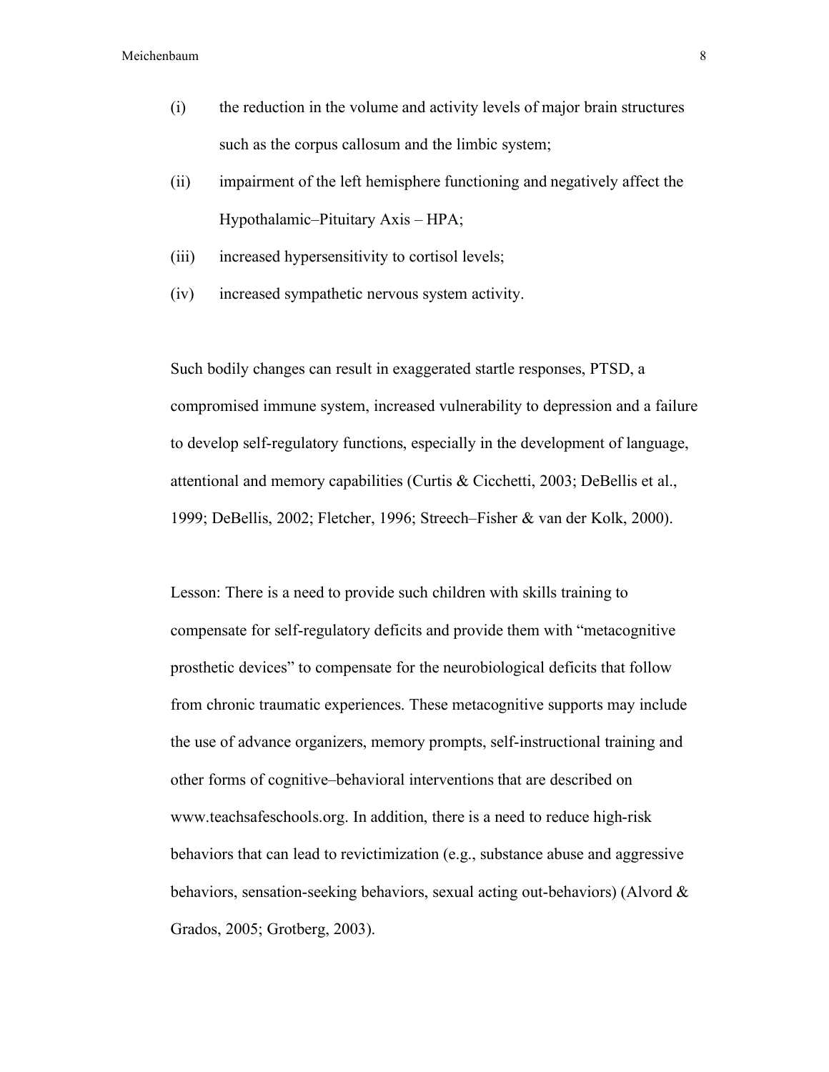(i) the reduction in the volume and activity levels of major brain structures such as the corpus callosum and the limbic system;

(ii) impairment of the left hemisphere functioning and negatively affect the Hypothalamic–Pituitary Axis – HPA;

(iii) increased hypersensitivity to cortisol levels;

(iv) increased sympathetic nervous system activity.

Such bodily changes can result in exaggerated startle responses, PTSD, a compromised immune system, increased vulnerability to depression and a failure to develop self-regulatory functions, especially in the development of language, attentional and memory capabilities (Curtis & Cicchetti, 2003; DeBellis et al., 1999; DeBellis, 2002; Fletcher, 1996; Streech–Fisher & van der Kolk, 2000).

Lesson: There is a need to provide such children with skills training to compensate for self-regulatory deficits and provide them with "metacognitive prosthetic devices" to compensate for the neurobiological deficits that follow from chronic traumatic experiences. These metacognitive supports may include the use of advance organizers, memory prompts, self-instructional training and other forms of cognitive–behavioral interventions that are described on www.teachsafeschools.org. In addition, there is a need to reduce high-risk behaviors that can lead to revictimization (e.g., substance abuse and aggressive behaviors, sensation-seeking behaviors, sexual acting out-behaviors) (Alvord & Grados, 2005; Grotberg, 2003).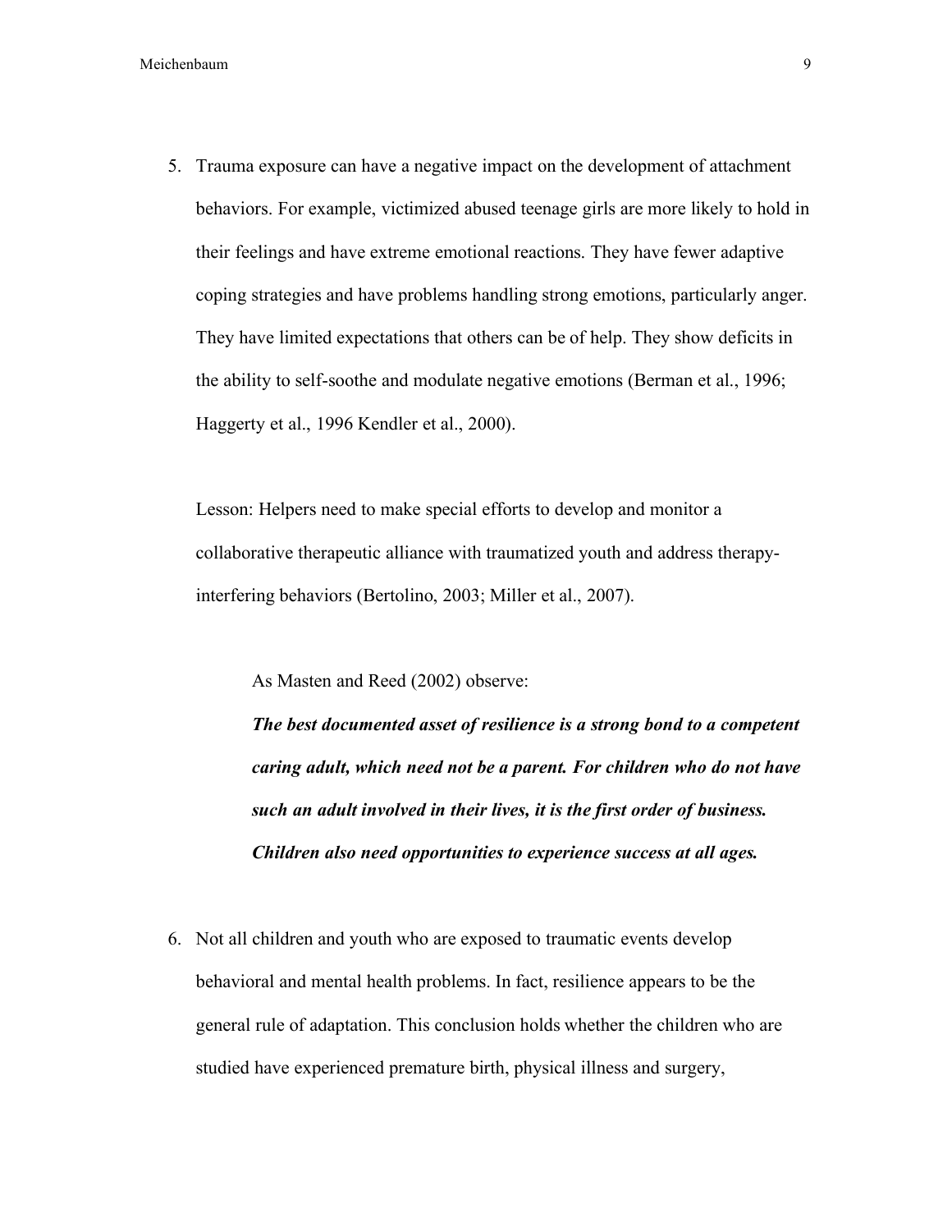5. Trauma exposure can have a negative impact on the development of attachment behaviors. For example, victimized abused teenage girls are more likely to hold in their feelings and have extreme emotional reactions. They have fewer adaptive coping strategies and have problems handling strong emotions, particularly anger. They have limited expectations that others can be of help. They show deficits in the ability to self-soothe and modulate negative emotions (Berman et al., 1996; Haggerty et al., 1996 Kendler et al., 2000).

   Lesson: Helpers need to make special efforts to develop and monitor a collaborative therapeutic alliance with traumatized youth and address therapy-interfering behaviors (Bertolino, 2003; Miller et al., 2007).

   > As Masten and Reed (2002) observe:
   >
   > ***The best documented asset of resilience is a strong bond to a competent caring adult, which need not be a parent. For children who do not have such an adult involved in their lives, it is the first order of business. Children also need opportunities to experience success at all ages.***

6. Not all children and youth who are exposed to traumatic events develop behavioral and mental health problems. In fact, resilience appears to be the general rule of adaptation. This conclusion holds whether the children who are studied have experienced premature birth, physical illness and surgery,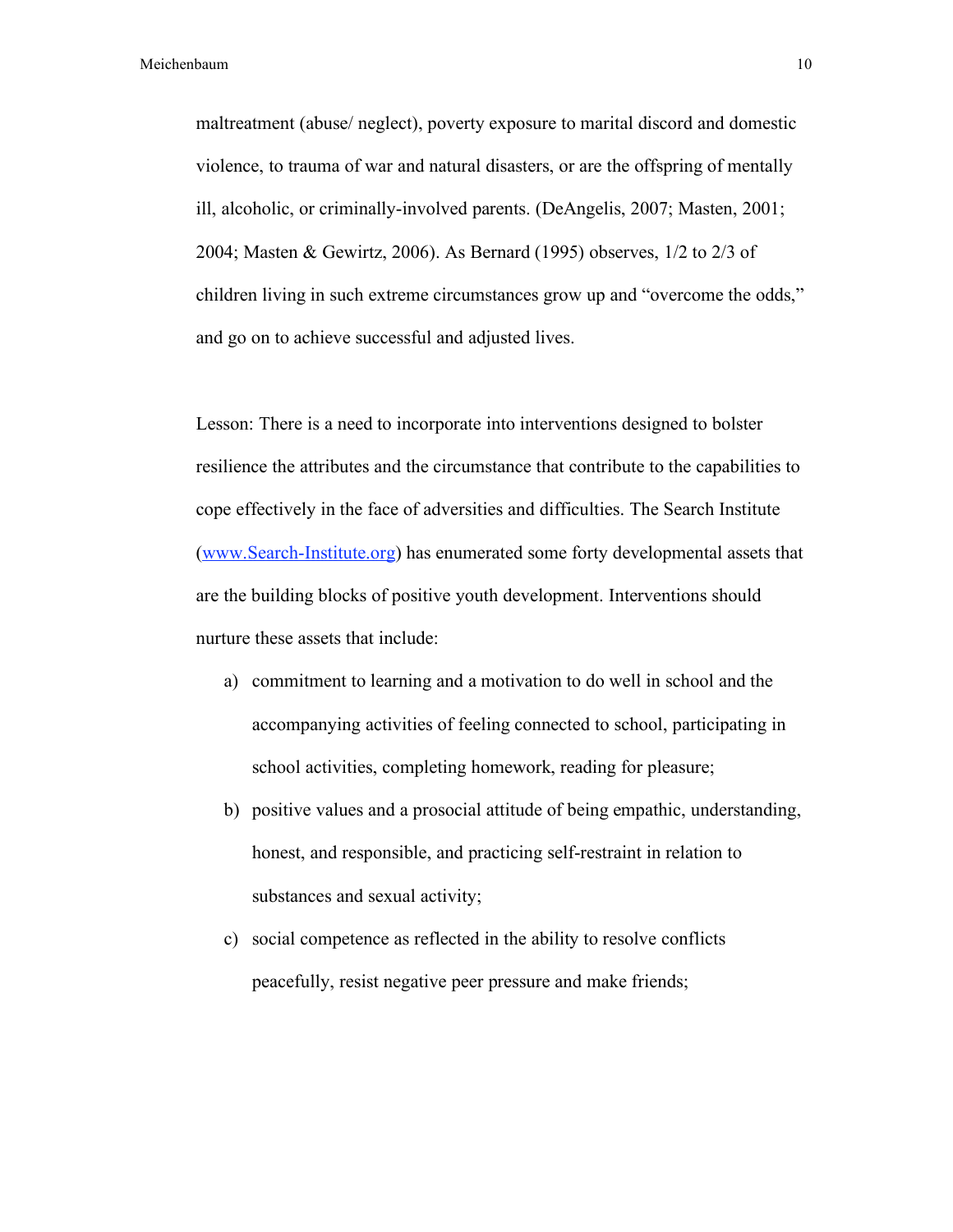maltreatment (abuse/ neglect), poverty exposure to marital discord and domestic violence, to trauma of war and natural disasters, or are the offspring of mentally ill, alcoholic, or criminally-involved parents. (DeAngelis, 2007; Masten, 2001; 2004; Masten & Gewirtz, 2006). As Bernard (1995) observes, 1/2 to 2/3 of children living in such extreme circumstances grow up and "overcome the odds," and go on to achieve successful and adjusted lives.

Lesson: There is a need to incorporate into interventions designed to bolster resilience the attributes and the circumstance that contribute to the capabilities to cope effectively in the face of adversities and difficulties. The Search Institute (www.Search-Institute.org) has enumerated some forty developmental assets that are the building blocks of positive youth development. Interventions should nurture these assets that include:

a) commitment to learning and a motivation to do well in school and the accompanying activities of feeling connected to school, participating in school activities, completing homework, reading for pleasure;
b) positive values and a prosocial attitude of being empathic, understanding, honest, and responsible, and practicing self-restraint in relation to substances and sexual activity;
c) social competence as reflected in the ability to resolve conflicts peacefully, resist negative peer pressure and make friends;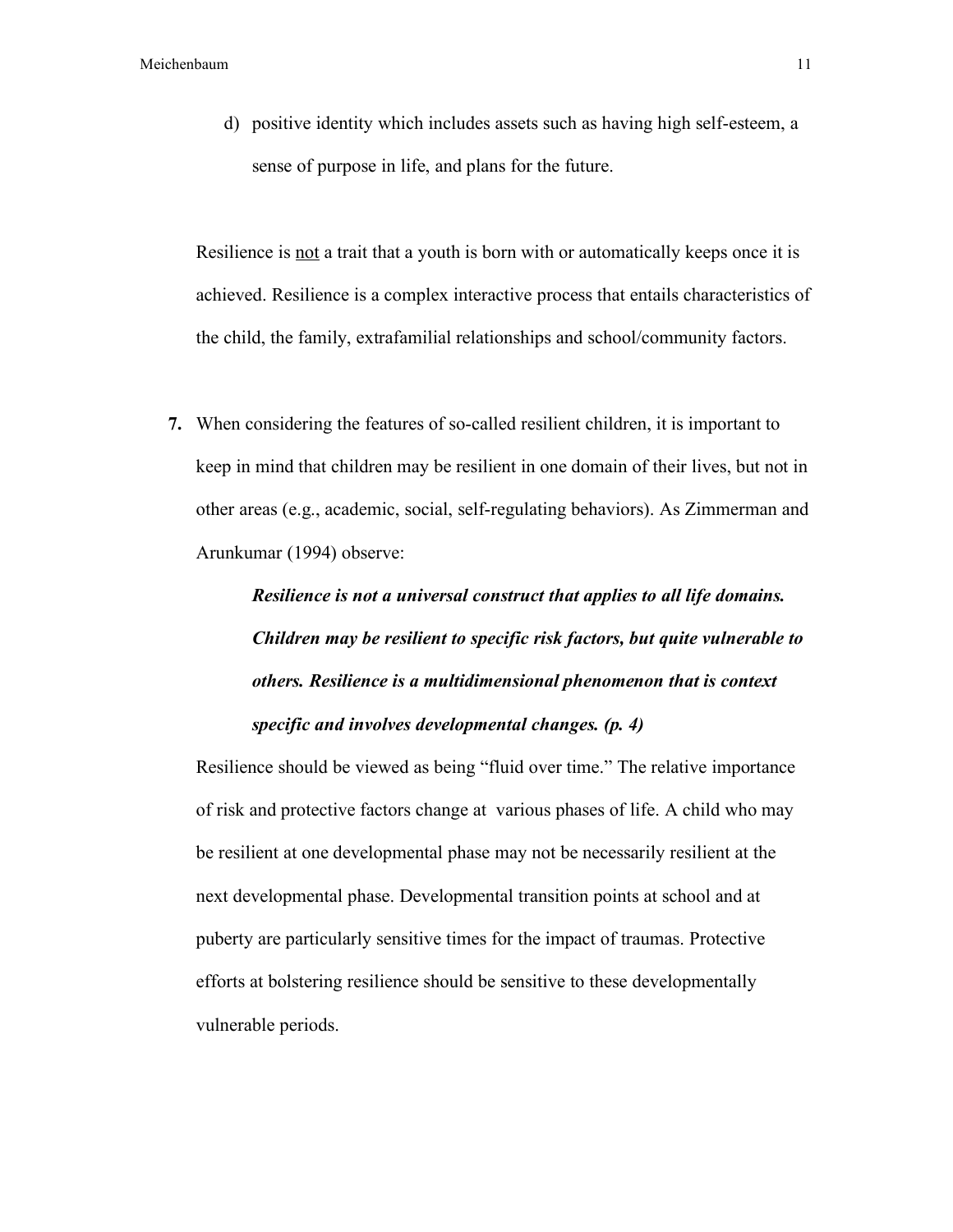d) positive identity which includes assets such as having high self-esteem, a sense of purpose in life, and plans for the future.

Resilience is <u>not</u> a trait that a youth is born with or automatically keeps once it is achieved. Resilience is a complex interactive process that entails characteristics of the child, the family, extrafamilial relationships and school/community factors.

**7.** When considering the features of so-called resilient children, it is important to keep in mind that children may be resilient in one domain of their lives, but not in other areas (e.g., academic, social, self-regulating behaviors). As Zimmerman and Arunkumar (1994) observe:

> ***Resilience is not a universal construct that applies to all life domains. Children may be resilient to specific risk factors, but quite vulnerable to others. Resilience is a multidimensional phenomenon that is context specific and involves developmental changes. (p. 4)***

Resilience should be viewed as being "fluid over time." The relative importance of risk and protective factors change at various phases of life. A child who may be resilient at one developmental phase may not be necessarily resilient at the next developmental phase. Developmental transition points at school and at puberty are particularly sensitive times for the impact of traumas. Protective efforts at bolstering resilience should be sensitive to these developmentally vulnerable periods.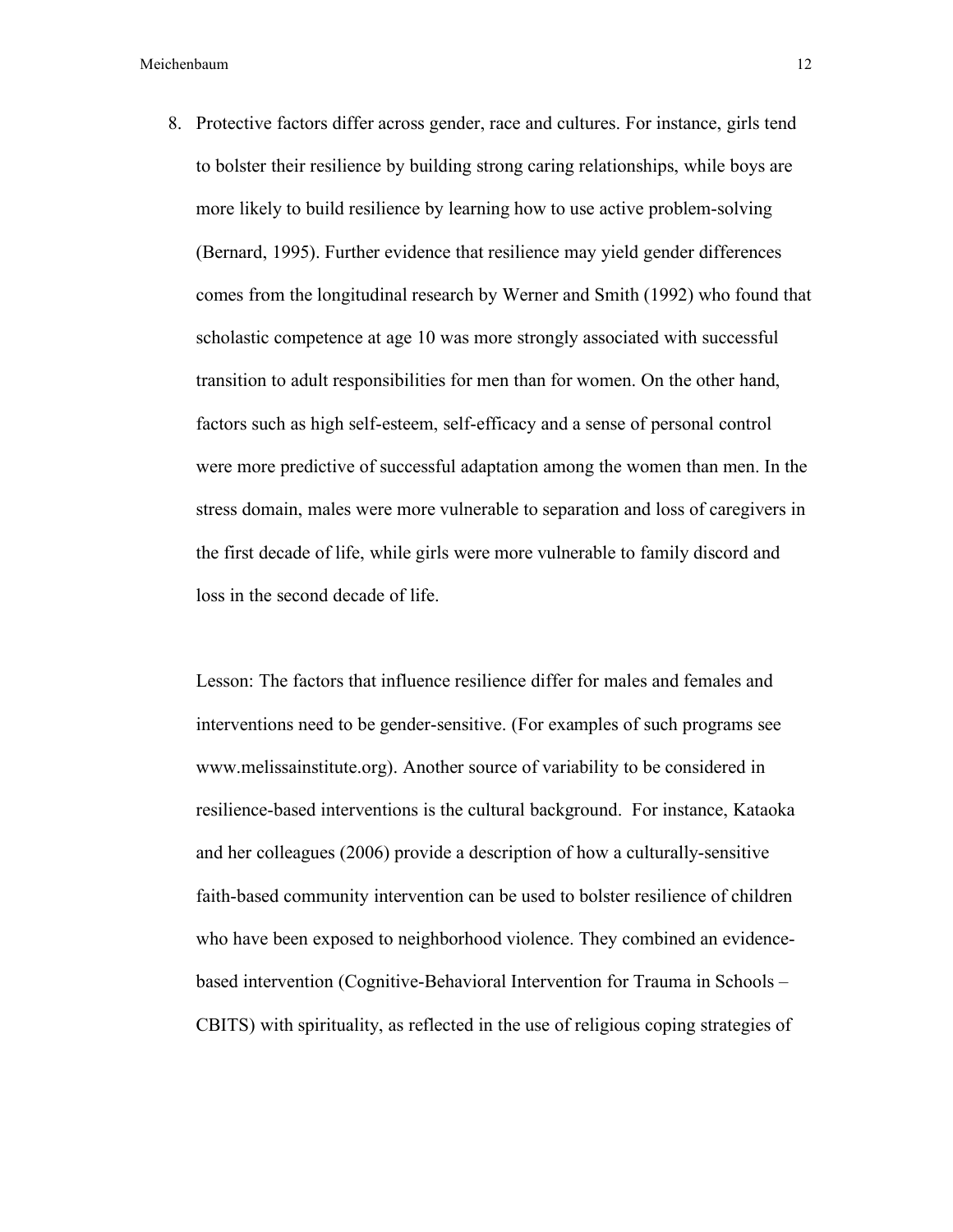8. Protective factors differ across gender, race and cultures. For instance, girls tend to bolster their resilience by building strong caring relationships, while boys are more likely to build resilience by learning how to use active problem-solving (Bernard, 1995). Further evidence that resilience may yield gender differences comes from the longitudinal research by Werner and Smith (1992) who found that scholastic competence at age 10 was more strongly associated with successful transition to adult responsibilities for men than for women. On the other hand, factors such as high self-esteem, self-efficacy and a sense of personal control were more predictive of successful adaptation among the women than men. In the stress domain, males were more vulnerable to separation and loss of caregivers in the first decade of life, while girls were more vulnerable to family discord and loss in the second decade of life.

   Lesson: The factors that influence resilience differ for males and females and interventions need to be gender-sensitive. (For examples of such programs see www.melissainstitute.org). Another source of variability to be considered in resilience-based interventions is the cultural background. For instance, Kataoka and her colleagues (2006) provide a description of how a culturally-sensitive faith-based community intervention can be used to bolster resilience of children who have been exposed to neighborhood violence. They combined an evidence-based intervention (Cognitive-Behavioral Intervention for Trauma in Schools – CBITS) with spirituality, as reflected in the use of religious coping strategies of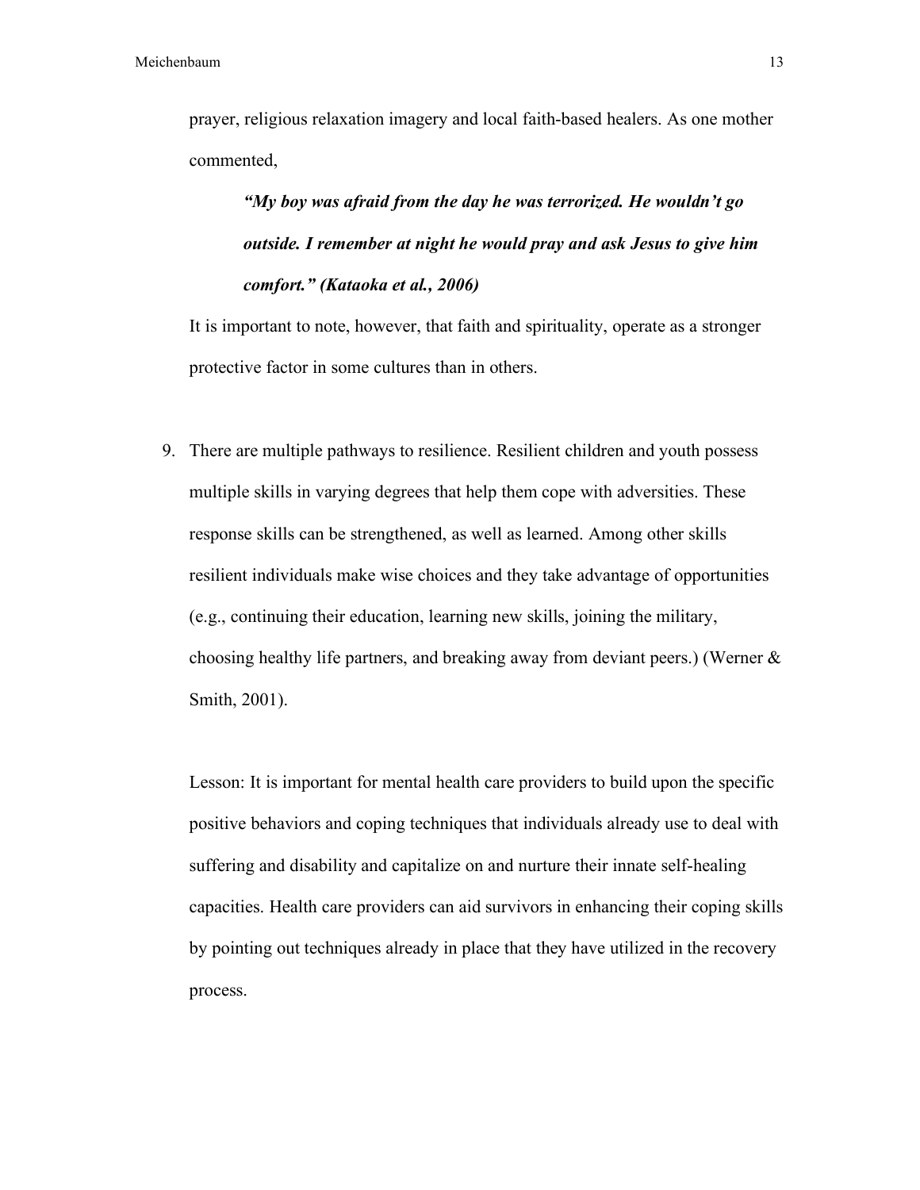prayer, religious relaxation imagery and local faith-based healers. As one mother commented,

> ***"My boy was afraid from the day he was terrorized. He wouldn't go outside. I remember at night he would pray and ask Jesus to give him comfort." (Kataoka et al., 2006)***

It is important to note, however, that faith and spirituality, operate as a stronger protective factor in some cultures than in others.

9. There are multiple pathways to resilience. Resilient children and youth possess multiple skills in varying degrees that help them cope with adversities. These response skills can be strengthened, as well as learned. Among other skills resilient individuals make wise choices and they take advantage of opportunities (e.g., continuing their education, learning new skills, joining the military, choosing healthy life partners, and breaking away from deviant peers.) (Werner & Smith, 2001).

   Lesson: It is important for mental health care providers to build upon the specific positive behaviors and coping techniques that individuals already use to deal with suffering and disability and capitalize on and nurture their innate self-healing capacities. Health care providers can aid survivors in enhancing their coping skills by pointing out techniques already in place that they have utilized in the recovery process.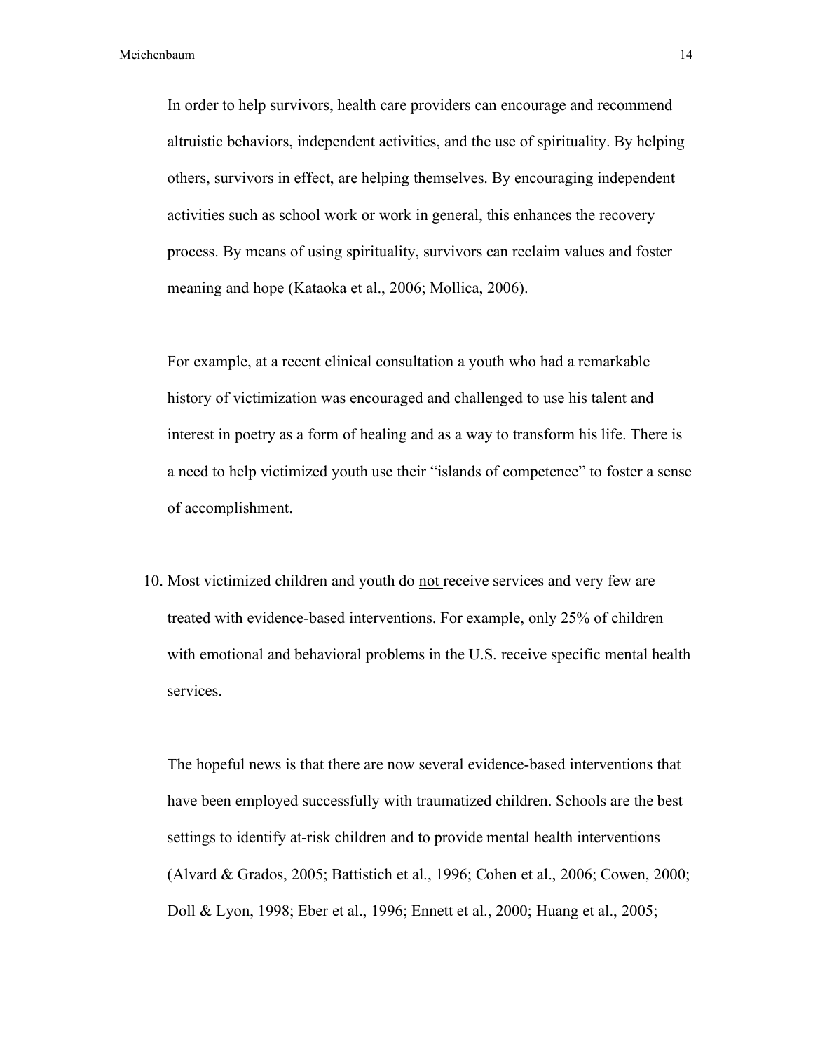In order to help survivors, health care providers can encourage and recommend altruistic behaviors, independent activities, and the use of spirituality. By helping others, survivors in effect, are helping themselves. By encouraging independent activities such as school work or work in general, this enhances the recovery process. By means of using spirituality, survivors can reclaim values and foster meaning and hope (Kataoka et al., 2006; Mollica, 2006).

For example, at a recent clinical consultation a youth who had a remarkable history of victimization was encouraged and challenged to use his talent and interest in poetry as a form of healing and as a way to transform his life. There is a need to help victimized youth use their "islands of competence" to foster a sense of accomplishment.

10. Most victimized children and youth do <u>not</u> receive services and very few are treated with evidence-based interventions. For example, only 25% of children with emotional and behavioral problems in the U.S. receive specific mental health services.

The hopeful news is that there are now several evidence-based interventions that have been employed successfully with traumatized children. Schools are the best settings to identify at-risk children and to provide mental health interventions (Alvard & Grados, 2005; Battistich et al., 1996; Cohen et al., 2006; Cowen, 2000; Doll & Lyon, 1998; Eber et al., 1996; Ennett et al., 2000; Huang et al., 2005;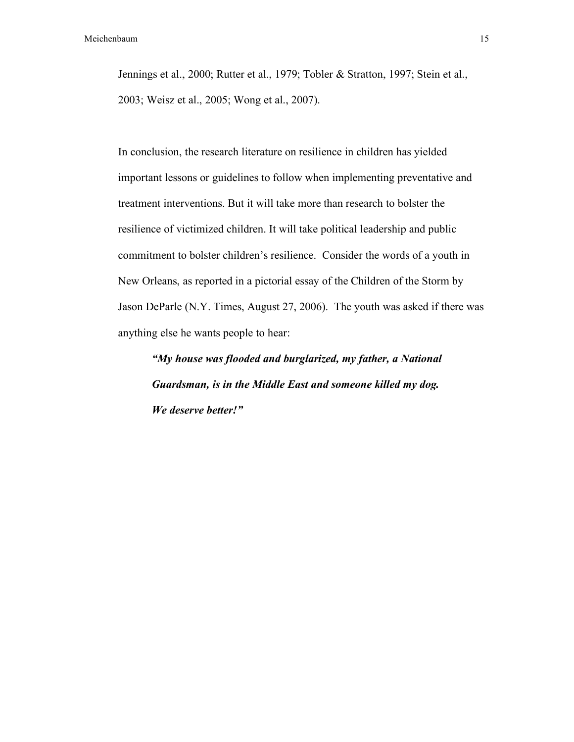Jennings et al., 2000; Rutter et al., 1979; Tobler & Stratton, 1997; Stein et al., 2003; Weisz et al., 2005; Wong et al., 2007).

In conclusion, the research literature on resilience in children has yielded important lessons or guidelines to follow when implementing preventative and treatment interventions. But it will take more than research to bolster the resilience of victimized children. It will take political leadership and public commitment to bolster children's resilience. Consider the words of a youth in New Orleans, as reported in a pictorial essay of the Children of the Storm by Jason DeParle (N.Y. Times, August 27, 2006). The youth was asked if there was anything else he wants people to hear:

> ***"My house was flooded and burglarized, my father, a National Guardsman, is in the Middle East and someone killed my dog. We deserve better!"***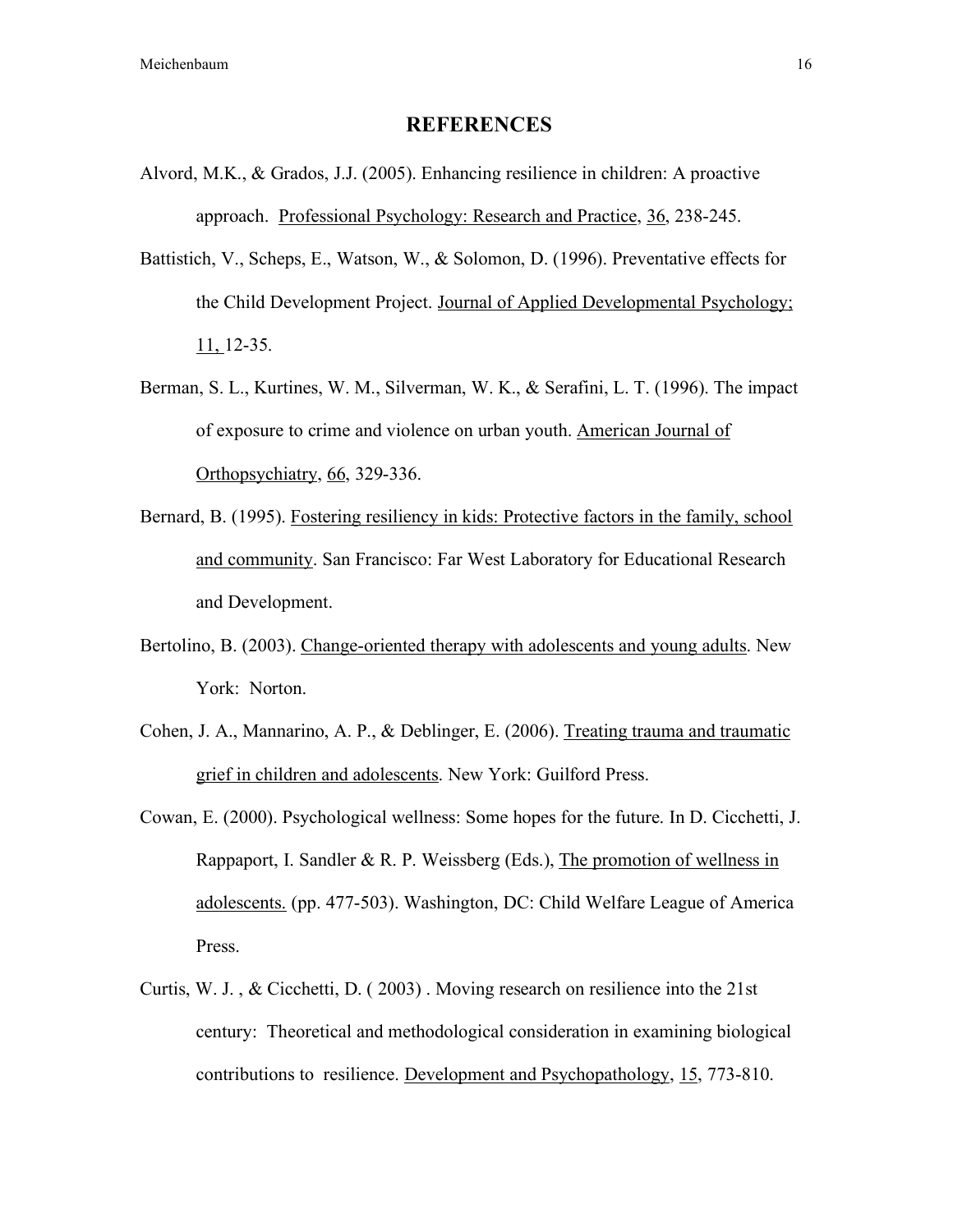## REFERENCES

Alvord, M.K., & Grados, J.J. (2005). Enhancing resilience in children: A proactive approach. Professional Psychology: Research and Practice, 36, 238-245.

Battistich, V., Scheps, E., Watson, W., & Solomon, D. (1996). Preventative effects for the Child Development Project. Journal of Applied Developmental Psychology; 11, 12-35.

Berman, S. L., Kurtines, W. M., Silverman, W. K., & Serafini, L. T. (1996). The impact of exposure to crime and violence on urban youth. American Journal of Orthopsychiatry, 66, 329-336.

Bernard, B. (1995). Fostering resiliency in kids: Protective factors in the family, school and community. San Francisco: Far West Laboratory for Educational Research and Development.

Bertolino, B. (2003). Change-oriented therapy with adolescents and young adults. New York: Norton.

Cohen, J. A., Mannarino, A. P., & Deblinger, E. (2006). Treating trauma and traumatic grief in children and adolescents. New York: Guilford Press.

Cowan, E. (2000). Psychological wellness: Some hopes for the future. In D. Cicchetti, J. Rappaport, I. Sandler & R. P. Weissberg (Eds.), The promotion of wellness in adolescents. (pp. 477-503). Washington, DC: Child Welfare League of America Press.

Curtis, W. J. , & Cicchetti, D. ( 2003) . Moving research on resilience into the 21st century: Theoretical and methodological consideration in examining biological contributions to resilience. Development and Psychopathology, 15, 773-810.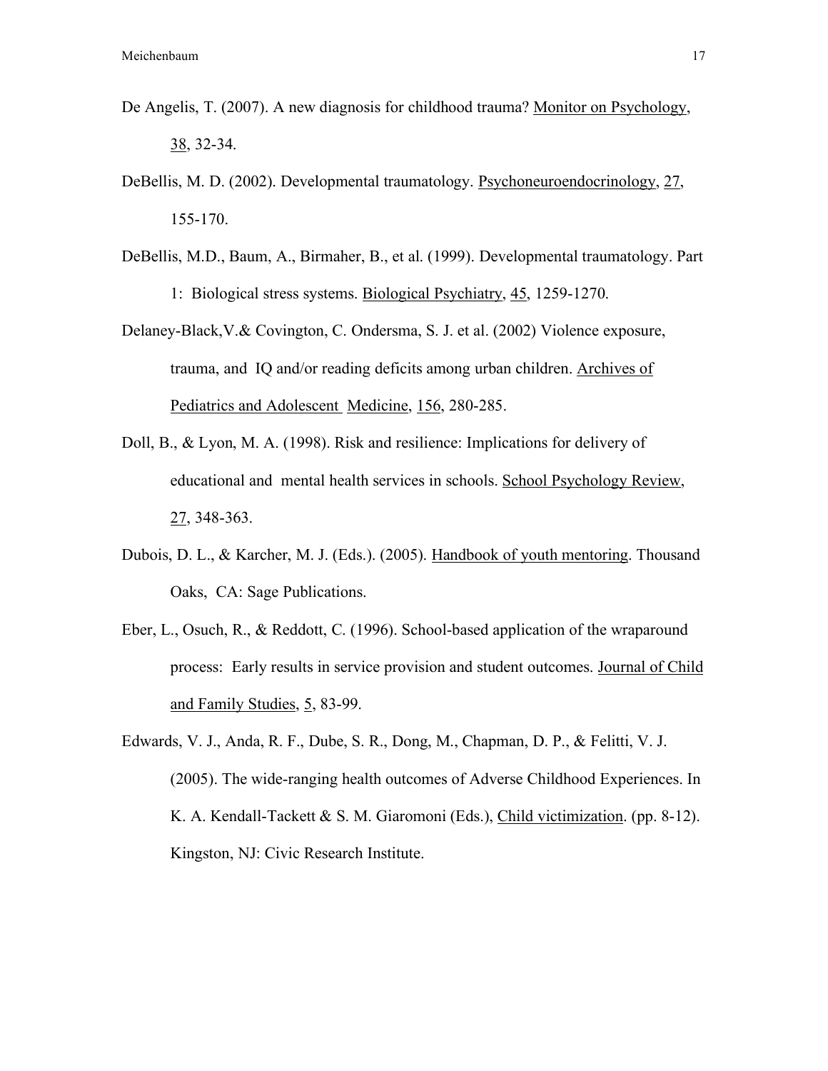De Angelis, T. (2007). A new diagnosis for childhood trauma? Monitor on Psychology, 38, 32-34.

DeBellis, M. D. (2002). Developmental traumatology. Psychoneuroendocrinology, 27, 155-170.

DeBellis, M.D., Baum, A., Birmaher, B., et al. (1999). Developmental traumatology. Part 1: Biological stress systems. Biological Psychiatry, 45, 1259-1270.

Delaney-Black,V.& Covington, C. Ondersma, S. J. et al. (2002) Violence exposure, trauma, and IQ and/or reading deficits among urban children. Archives of Pediatrics and Adolescent Medicine, 156, 280-285.

Doll, B., & Lyon, M. A. (1998). Risk and resilience: Implications for delivery of educational and mental health services in schools. School Psychology Review, 27, 348-363.

Dubois, D. L., & Karcher, M. J. (Eds.). (2005). Handbook of youth mentoring. Thousand Oaks, CA: Sage Publications.

Eber, L., Osuch, R., & Reddott, C. (1996). School-based application of the wraparound process: Early results in service provision and student outcomes. Journal of Child and Family Studies, 5, 83-99.

Edwards, V. J., Anda, R. F., Dube, S. R., Dong, M., Chapman, D. P., & Felitti, V. J. (2005). The wide-ranging health outcomes of Adverse Childhood Experiences. In K. A. Kendall-Tackett & S. M. Giaromoni (Eds.), Child victimization. (pp. 8-12). Kingston, NJ: Civic Research Institute.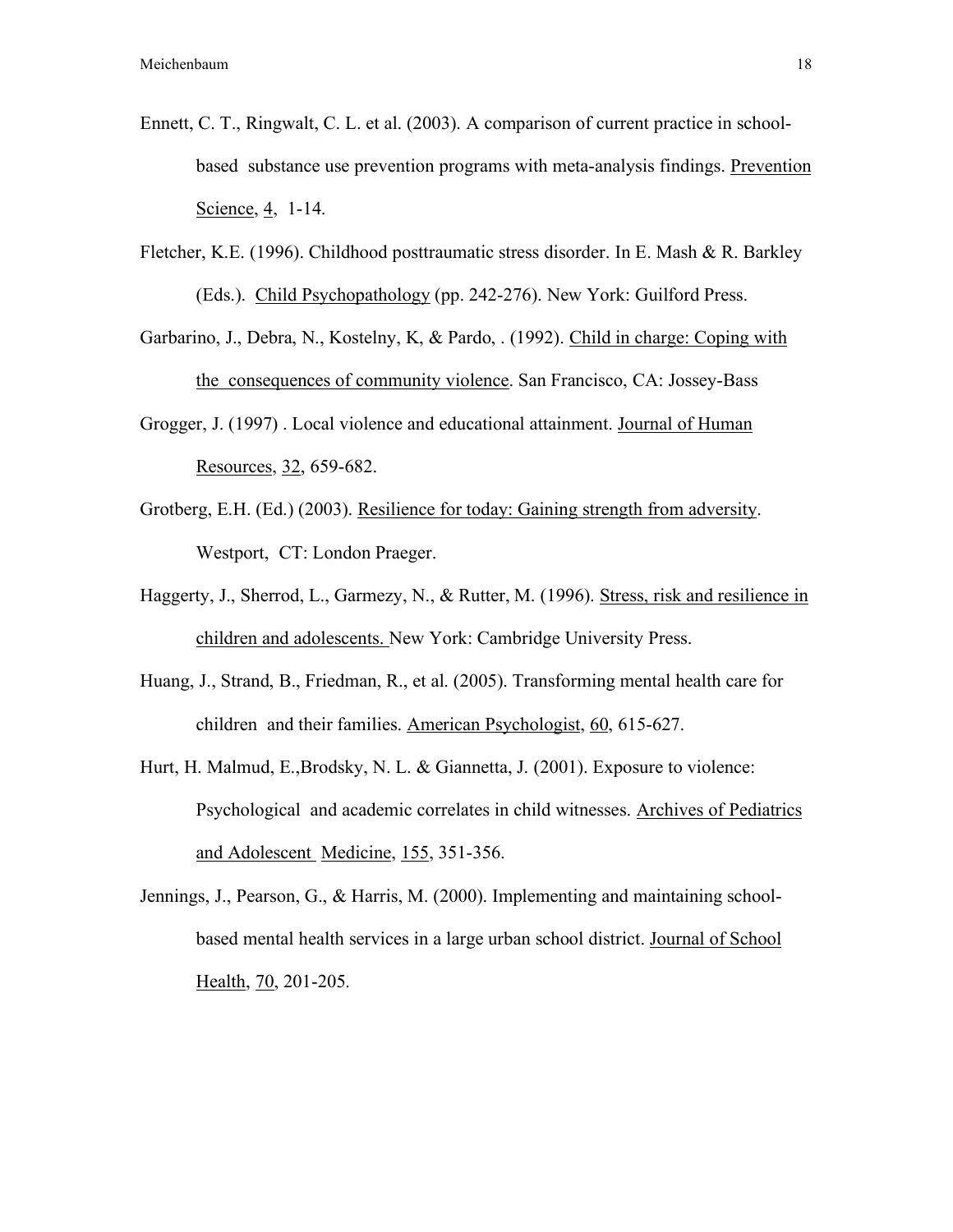Ennett, C. T., Ringwalt, C. L. et al. (2003). A comparison of current practice in school-based substance use prevention programs with meta-analysis findings. Prevention Science, 4, 1-14.

Fletcher, K.E. (1996). Childhood posttraumatic stress disorder. In E. Mash & R. Barkley (Eds.). Child Psychopathology (pp. 242-276). New York: Guilford Press.

Garbarino, J., Debra, N., Kostelny, K, & Pardo, . (1992). Child in charge: Coping with the consequences of community violence. San Francisco, CA: Jossey-Bass

Grogger, J. (1997) . Local violence and educational attainment. Journal of Human Resources, 32, 659-682.

Grotberg, E.H. (Ed.) (2003). Resilience for today: Gaining strength from adversity. Westport, CT: London Praeger.

Haggerty, J., Sherrod, L., Garmezy, N., & Rutter, M. (1996). Stress, risk and resilience in children and adolescents. New York: Cambridge University Press.

Huang, J., Strand, B., Friedman, R., et al. (2005). Transforming mental health care for children and their families. American Psychologist, 60, 615-627.

Hurt, H. Malmud, E.,Brodsky, N. L. & Giannetta, J. (2001). Exposure to violence: Psychological and academic correlates in child witnesses. Archives of Pediatrics and Adolescent Medicine, 155, 351-356.

Jennings, J., Pearson, G., & Harris, M. (2000). Implementing and maintaining school-based mental health services in a large urban school district. Journal of School Health, 70, 201-205.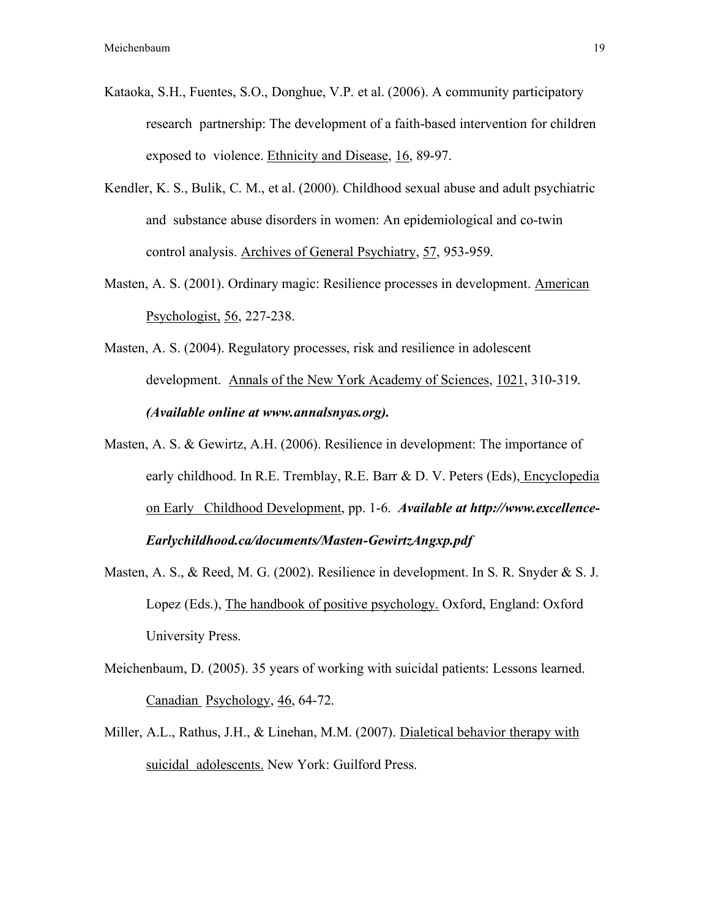Kataoka, S.H., Fuentes, S.O., Donghue, V.P. et al. (2006). A community participatory research partnership: The development of a faith-based intervention for children exposed to violence. Ethnicity and Disease, 16, 89-97.

Kendler, K. S., Bulik, C. M., et al. (2000). Childhood sexual abuse and adult psychiatric and substance abuse disorders in women: An epidemiological and co-twin control analysis. Archives of General Psychiatry, 57, 953-959.

Masten, A. S. (2001). Ordinary magic: Resilience processes in development. American Psychologist, 56, 227-238.

Masten, A. S. (2004). Regulatory processes, risk and resilience in adolescent development. Annals of the New York Academy of Sciences, 1021, 310-319. ***(Available online at www.annalsnyas.org).***

Masten, A. S. & Gewirtz, A.H. (2006). Resilience in development: The importance of early childhood. In R.E. Tremblay, R.E. Barr & D. V. Peters (Eds), Encyclopedia on Early Childhood Development, pp. 1-6. ***Available at http://www.excellence-Earlychildhood.ca/documents/Masten-GewirtzAngxp.pdf***

Masten, A. S., & Reed, M. G. (2002). Resilience in development. In S. R. Snyder & S. J. Lopez (Eds.), The handbook of positive psychology. Oxford, England: Oxford University Press.

Meichenbaum, D. (2005). 35 years of working with suicidal patients: Lessons learned. Canadian Psychology, 46, 64-72.

Miller, A.L., Rathus, J.H., & Linehan, M.M. (2007). Dialetical behavior therapy with suicidal adolescents. New York: Guilford Press.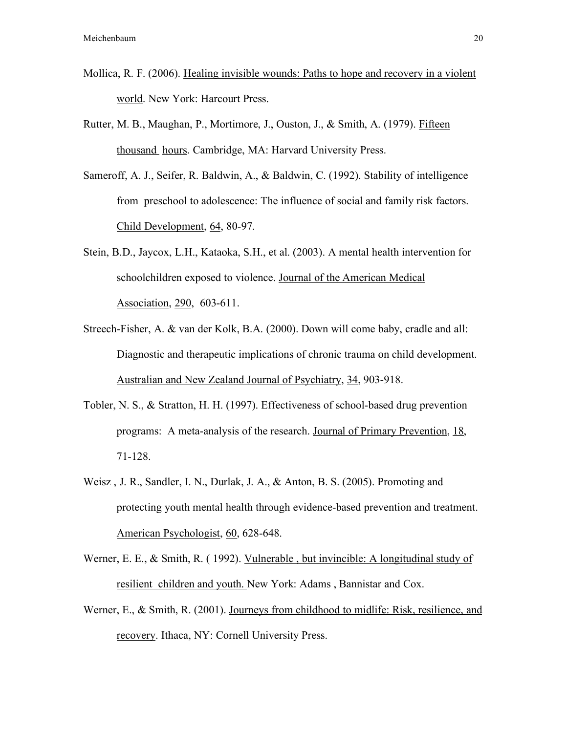Mollica, R. F. (2006). Healing invisible wounds: Paths to hope and recovery in a violent world. New York: Harcourt Press.

Rutter, M. B., Maughan, P., Mortimore, J., Ouston, J., & Smith, A. (1979). Fifteen thousand hours. Cambridge, MA: Harvard University Press.

Sameroff, A. J., Seifer, R. Baldwin, A., & Baldwin, C. (1992). Stability of intelligence from preschool to adolescence: The influence of social and family risk factors. Child Development, 64, 80-97.

Stein, B.D., Jaycox, L.H., Kataoka, S.H., et al. (2003). A mental health intervention for schoolchildren exposed to violence. Journal of the American Medical Association, 290, 603-611.

Streech-Fisher, A. & van der Kolk, B.A. (2000). Down will come baby, cradle and all: Diagnostic and therapeutic implications of chronic trauma on child development. Australian and New Zealand Journal of Psychiatry, 34, 903-918.

Tobler, N. S., & Stratton, H. H. (1997). Effectiveness of school-based drug prevention programs: A meta-analysis of the research. Journal of Primary Prevention, 18, 71-128.

Weisz , J. R., Sandler, I. N., Durlak, J. A., & Anton, B. S. (2005). Promoting and protecting youth mental health through evidence-based prevention and treatment. American Psychologist, 60, 628-648.

Werner, E. E., & Smith, R. ( 1992). Vulnerable , but invincible: A longitudinal study of resilient children and youth. New York: Adams , Bannistar and Cox.

Werner, E., & Smith, R. (2001). Journeys from childhood to midlife: Risk, resilience, and recovery. Ithaca, NY: Cornell University Press.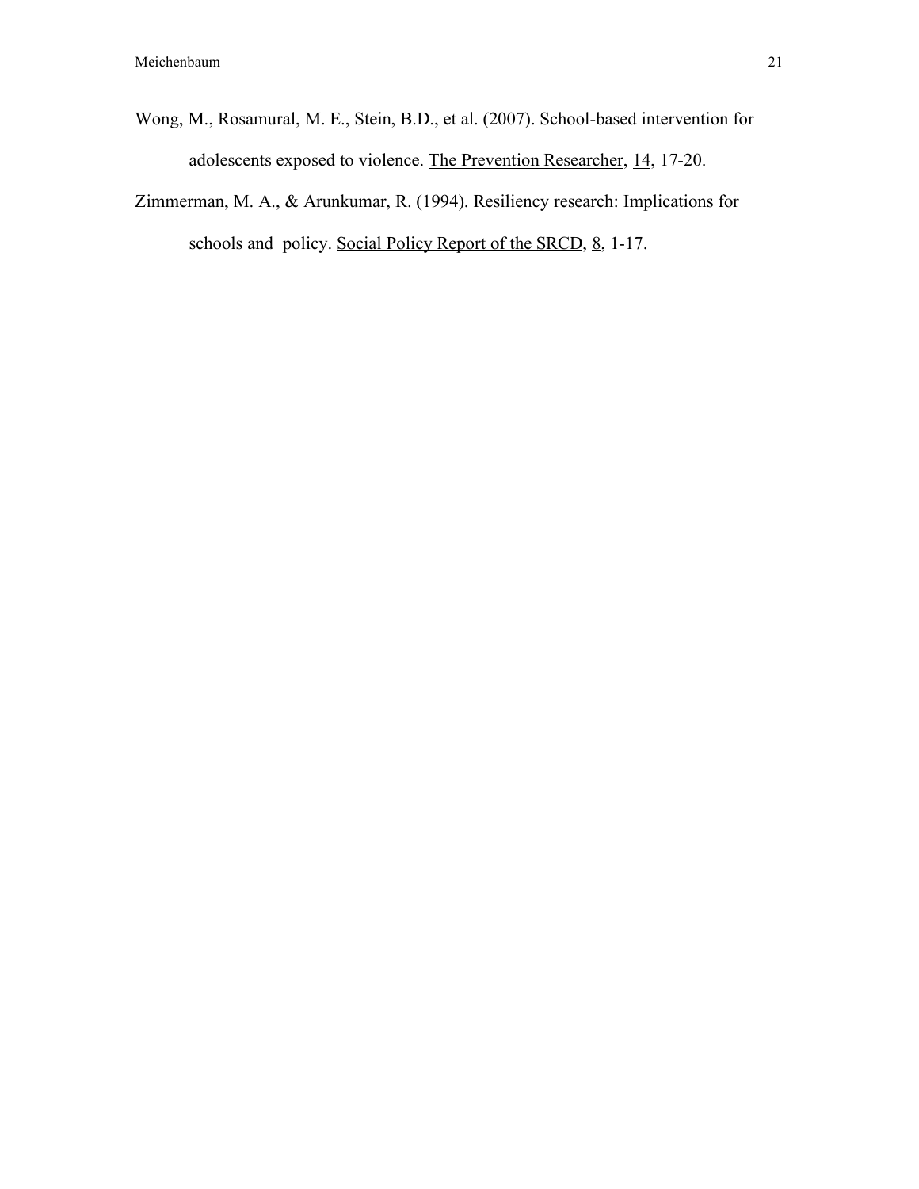Wong, M., Rosamural, M. E., Stein, B.D., et al. (2007). School-based intervention for adolescents exposed to violence. The Prevention Researcher, 14, 17-20.

Zimmerman, M. A., & Arunkumar, R. (1994). Resiliency research: Implications for schools and policy. Social Policy Report of the SRCD, 8, 1-17.